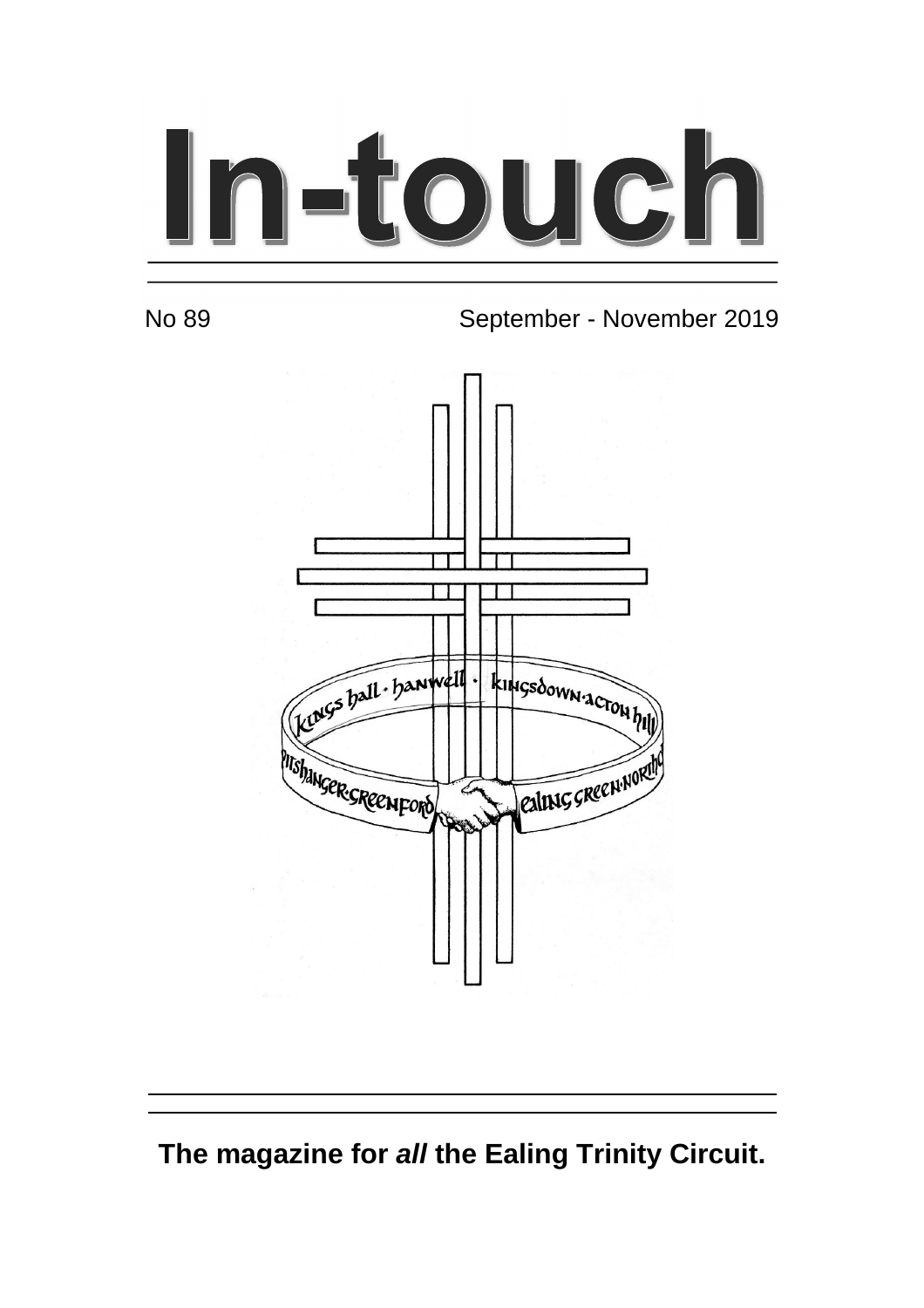# In-touch

No 89 September - November 2019

Kings hall · hanwell · kingsdown·acton hill · ealing green·northolt · pitshanger·greenford

**The magazine for *all* the Ealing Trinity Circuit.**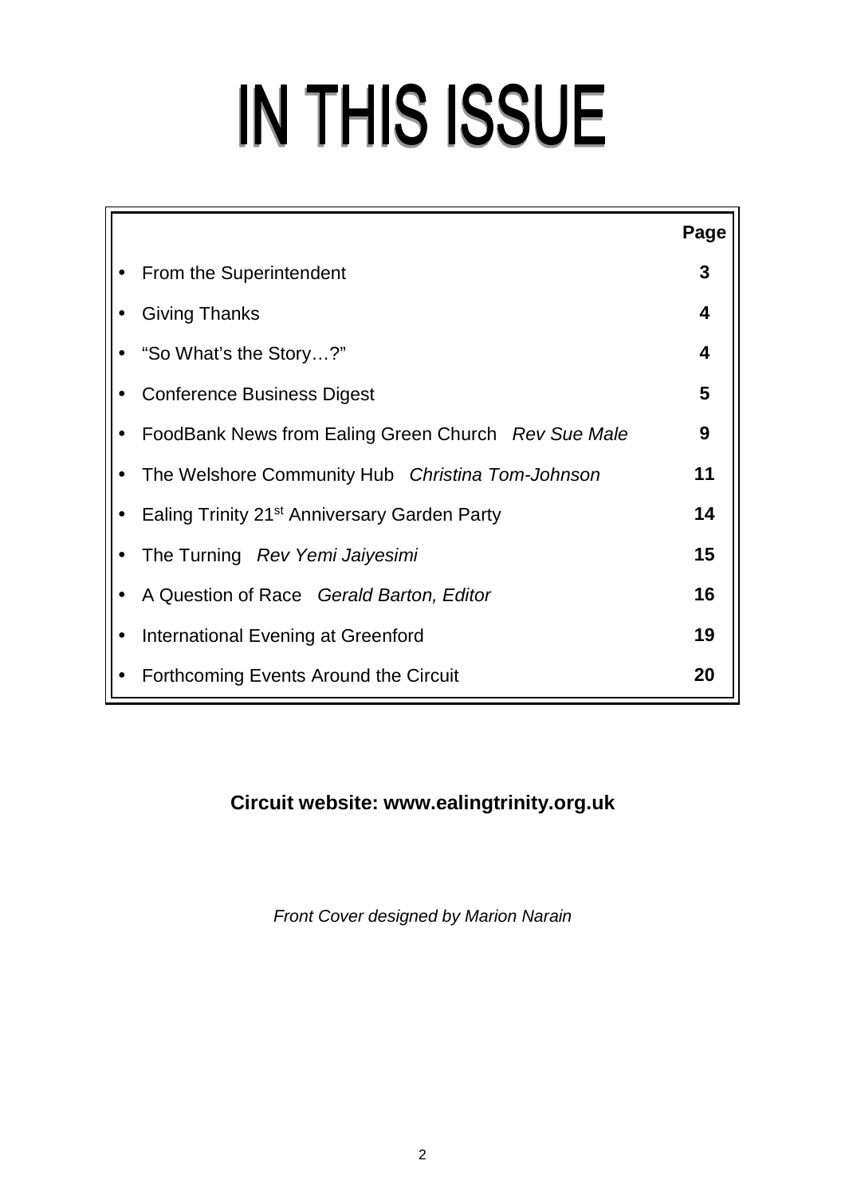# IN THIS ISSUE

| | Page |
|---|---|
| • From the Superintendent | **3** |
| • Giving Thanks | **4** |
| • "So What's the Story…?" | **4** |
| • Conference Business Digest | **5** |
| • FoodBank News from Ealing Green Church *Rev Sue Male* | **9** |
| • The Welshore Community Hub *Christina Tom-Johnson* | **11** |
| • Ealing Trinity 21st Anniversary Garden Party | **14** |
| • The Turning *Rev Yemi Jaiyesimi* | **15** |
| • A Question of Race *Gerald Barton, Editor* | **16** |
| • International Evening at Greenford | **19** |
| • Forthcoming Events Around the Circuit | **20** |

**Circuit website: www.ealingtrinity.org.uk**

*Front Cover designed by Marion Narain*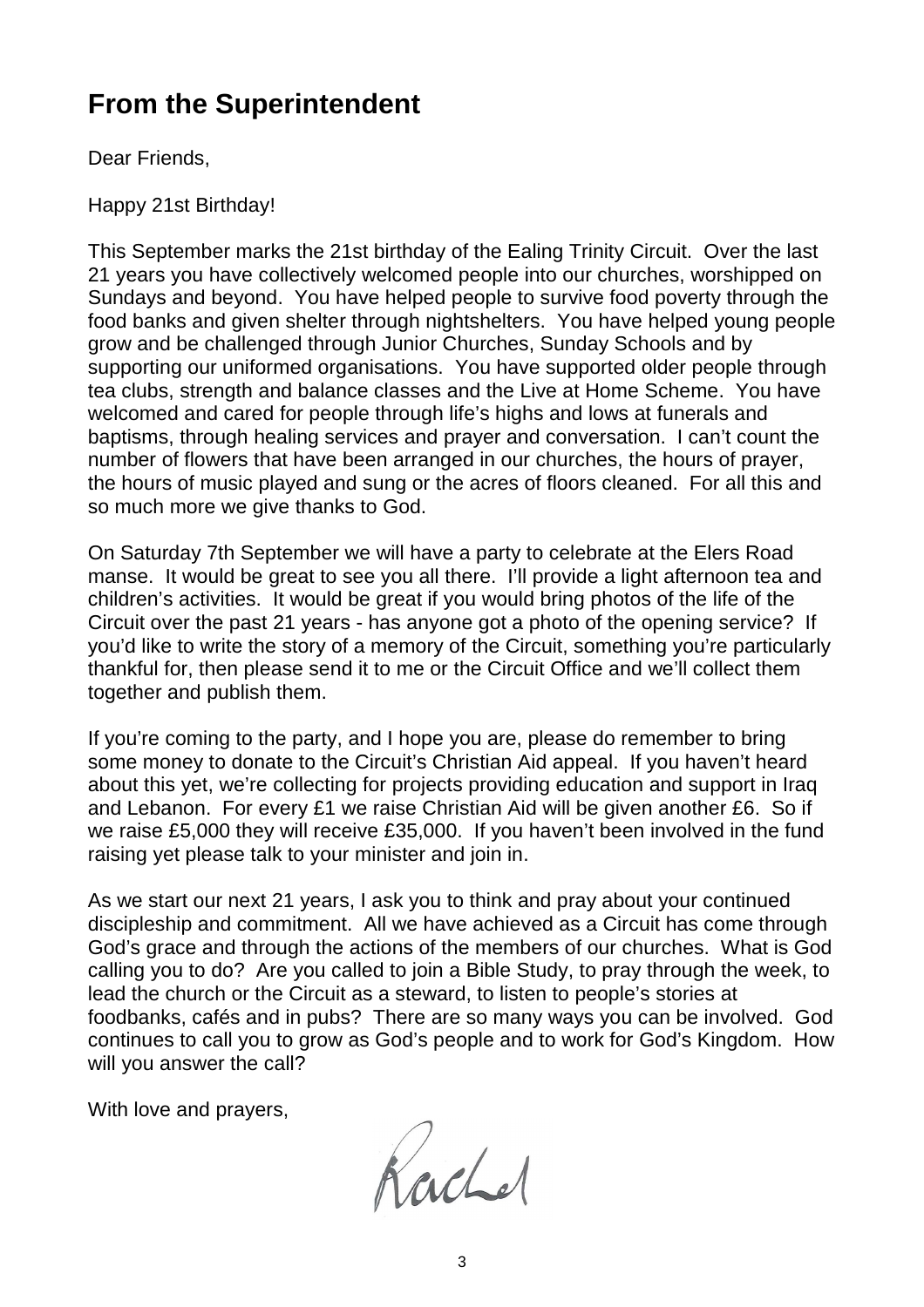## From the Superintendent

Dear Friends,

Happy 21st Birthday!

This September marks the 21st birthday of the Ealing Trinity Circuit. Over the last 21 years you have collectively welcomed people into our churches, worshipped on Sundays and beyond. You have helped people to survive food poverty through the food banks and given shelter through nightshelters. You have helped young people grow and be challenged through Junior Churches, Sunday Schools and by supporting our uniformed organisations. You have supported older people through tea clubs, strength and balance classes and the Live at Home Scheme. You have welcomed and cared for people through life's highs and lows at funerals and baptisms, through healing services and prayer and conversation. I can't count the number of flowers that have been arranged in our churches, the hours of prayer, the hours of music played and sung or the acres of floors cleaned. For all this and so much more we give thanks to God.

On Saturday 7th September we will have a party to celebrate at the Elers Road manse. It would be great to see you all there. I'll provide a light afternoon tea and children's activities. It would be great if you would bring photos of the life of the Circuit over the past 21 years - has anyone got a photo of the opening service? If you'd like to write the story of a memory of the Circuit, something you're particularly thankful for, then please send it to me or the Circuit Office and we'll collect them together and publish them.

If you're coming to the party, and I hope you are, please do remember to bring some money to donate to the Circuit's Christian Aid appeal. If you haven't heard about this yet, we're collecting for projects providing education and support in Iraq and Lebanon. For every £1 we raise Christian Aid will be given another £6. So if we raise £5,000 they will receive £35,000. If you haven't been involved in the fund raising yet please talk to your minister and join in.

As we start our next 21 years, I ask you to think and pray about your continued discipleship and commitment. All we have achieved as a Circuit has come through God's grace and through the actions of the members of our churches. What is God calling you to do? Are you called to join a Bible Study, to pray through the week, to lead the church or the Circuit as a steward, to listen to people's stories at foodbanks, cafés and in pubs? There are so many ways you can be involved. God continues to call you to grow as God's people and to work for God's Kingdom. How will you answer the call?

With love and prayers,

Rachel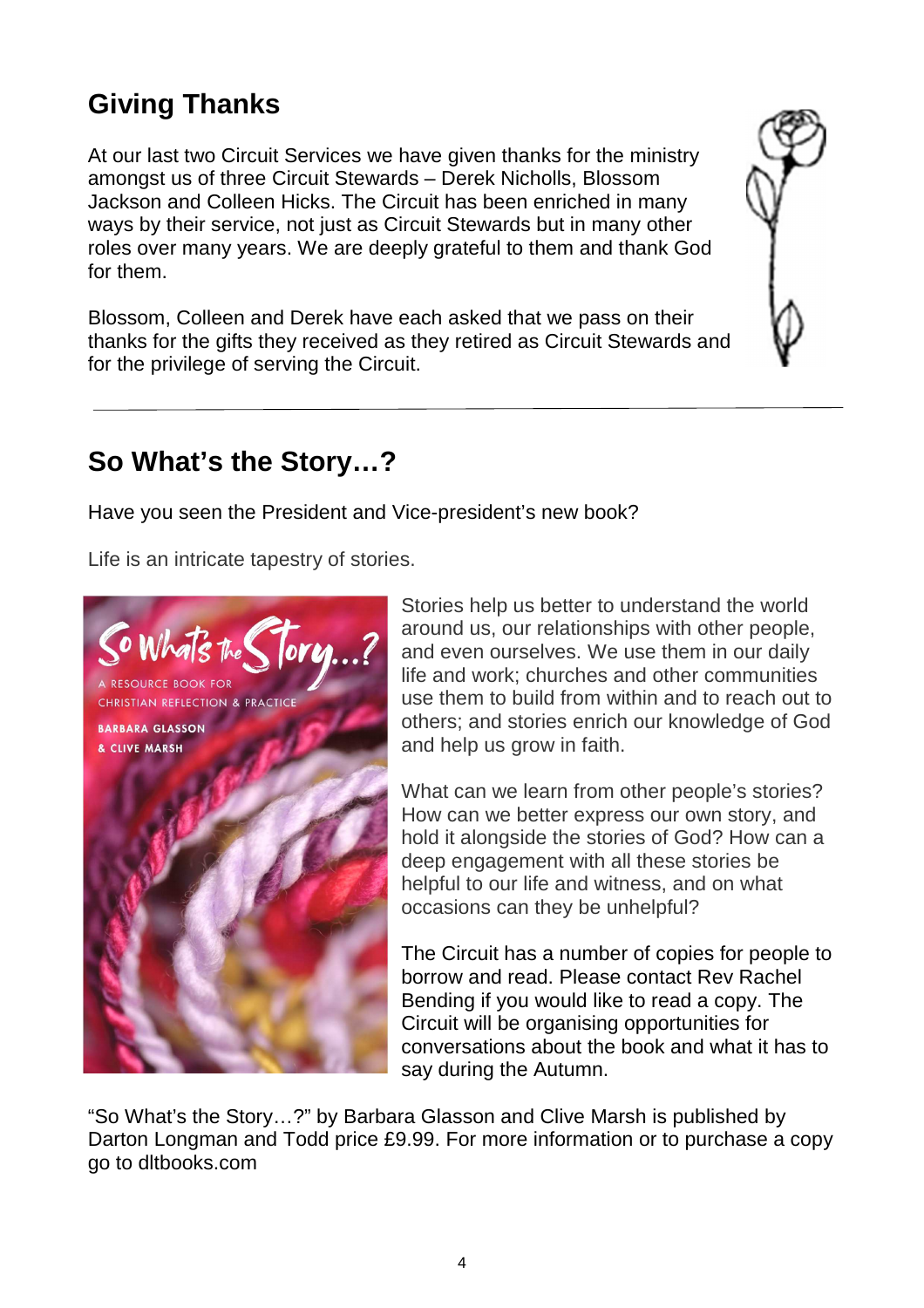## Giving Thanks

At our last two Circuit Services we have given thanks for the ministry amongst us of three Circuit Stewards – Derek Nicholls, Blossom Jackson and Colleen Hicks. The Circuit has been enriched in many ways by their service, not just as Circuit Stewards but in many other roles over many years. We are deeply grateful to them and thank God for them.

Blossom, Colleen and Derek have each asked that we pass on their thanks for the gifts they received as they retired as Circuit Stewards and for the privilege of serving the Circuit.

---

## So What's the Story…?

Have you seen the President and Vice-president's new book?

Life is an intricate tapestry of stories.

Stories help us better to understand the world around us, our relationships with other people, and even ourselves. We use them in our daily life and work; churches and other communities use them to build from within and to reach out to others; and stories enrich our knowledge of God and help us grow in faith.

What can we learn from other people's stories? How can we better express our own story, and hold it alongside the stories of God? How can a deep engagement with all these stories be helpful to our life and witness, and on what occasions can they be unhelpful?

The Circuit has a number of copies for people to borrow and read. Please contact Rev Rachel Bending if you would like to read a copy. The Circuit will be organising opportunities for conversations about the book and what it has to say during the Autumn.

"So What's the Story…?" by Barbara Glasson and Clive Marsh is published by Darton Longman and Todd price £9.99. For more information or to purchase a copy go to dltbooks.com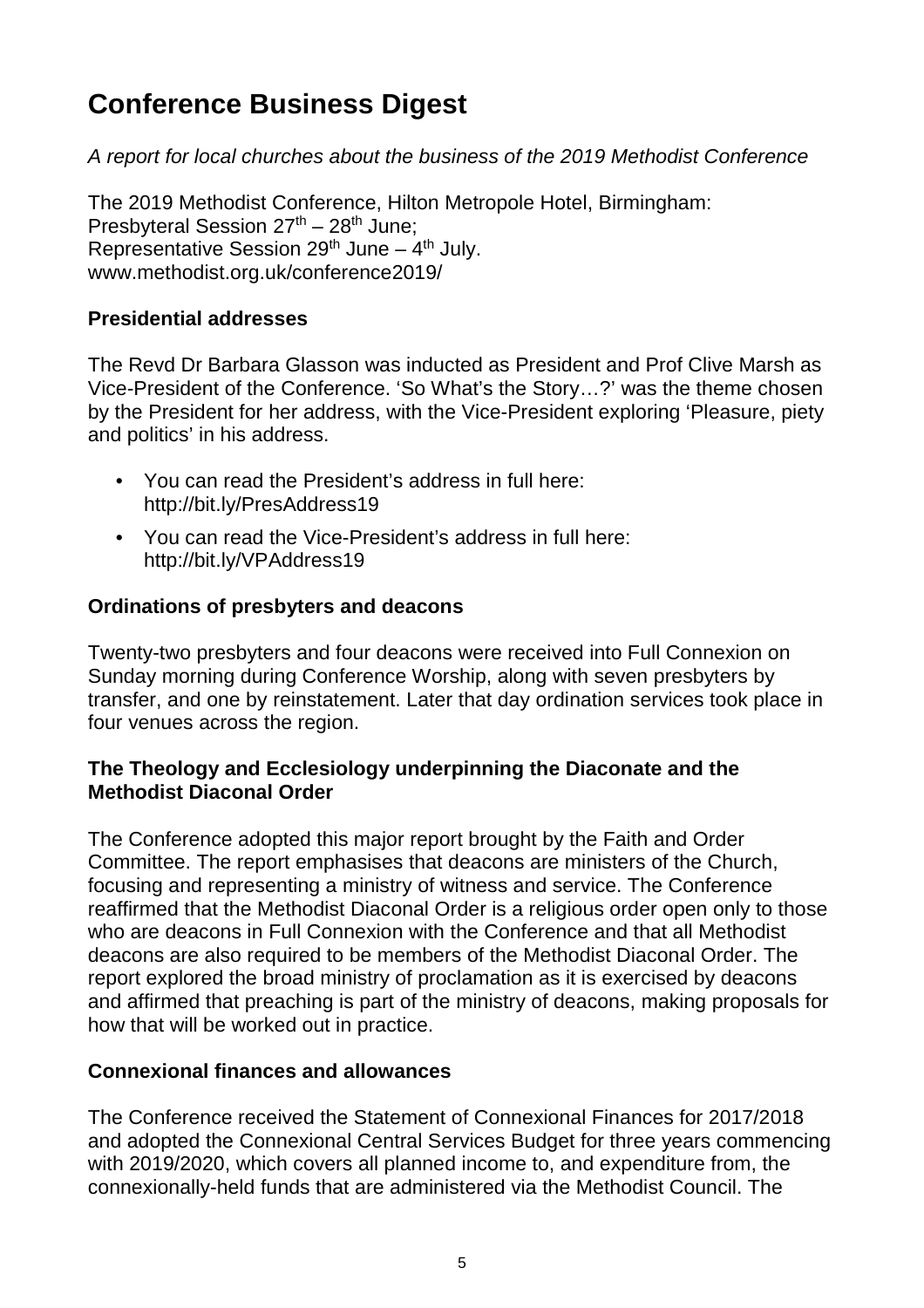# Conference Business Digest

*A report for local churches about the business of the 2019 Methodist Conference*

The 2019 Methodist Conference, Hilton Metropole Hotel, Birmingham:
Presbyteral Session 27th – 28th June;
Representative Session 29th June – 4th July.
www.methodist.org.uk/conference2019/

**Presidential addresses**

The Revd Dr Barbara Glasson was inducted as President and Prof Clive Marsh as Vice-President of the Conference. 'So What's the Story…?' was the theme chosen by the President for her address, with the Vice-President exploring 'Pleasure, piety and politics' in his address.

- You can read the President's address in full here: http://bit.ly/PresAddress19
- You can read the Vice-President's address in full here: http://bit.ly/VPAddress19

**Ordinations of presbyters and deacons**

Twenty-two presbyters and four deacons were received into Full Connexion on Sunday morning during Conference Worship, along with seven presbyters by transfer, and one by reinstatement. Later that day ordination services took place in four venues across the region.

**The Theology and Ecclesiology underpinning the Diaconate and the Methodist Diaconal Order**

The Conference adopted this major report brought by the Faith and Order Committee. The report emphasises that deacons are ministers of the Church, focusing and representing a ministry of witness and service. The Conference reaffirmed that the Methodist Diaconal Order is a religious order open only to those who are deacons in Full Connexion with the Conference and that all Methodist deacons are also required to be members of the Methodist Diaconal Order. The report explored the broad ministry of proclamation as it is exercised by deacons and affirmed that preaching is part of the ministry of deacons, making proposals for how that will be worked out in practice.

**Connexional finances and allowances**

The Conference received the Statement of Connexional Finances for 2017/2018 and adopted the Connexional Central Services Budget for three years commencing with 2019/2020, which covers all planned income to, and expenditure from, the connexionally-held funds that are administered via the Methodist Council. The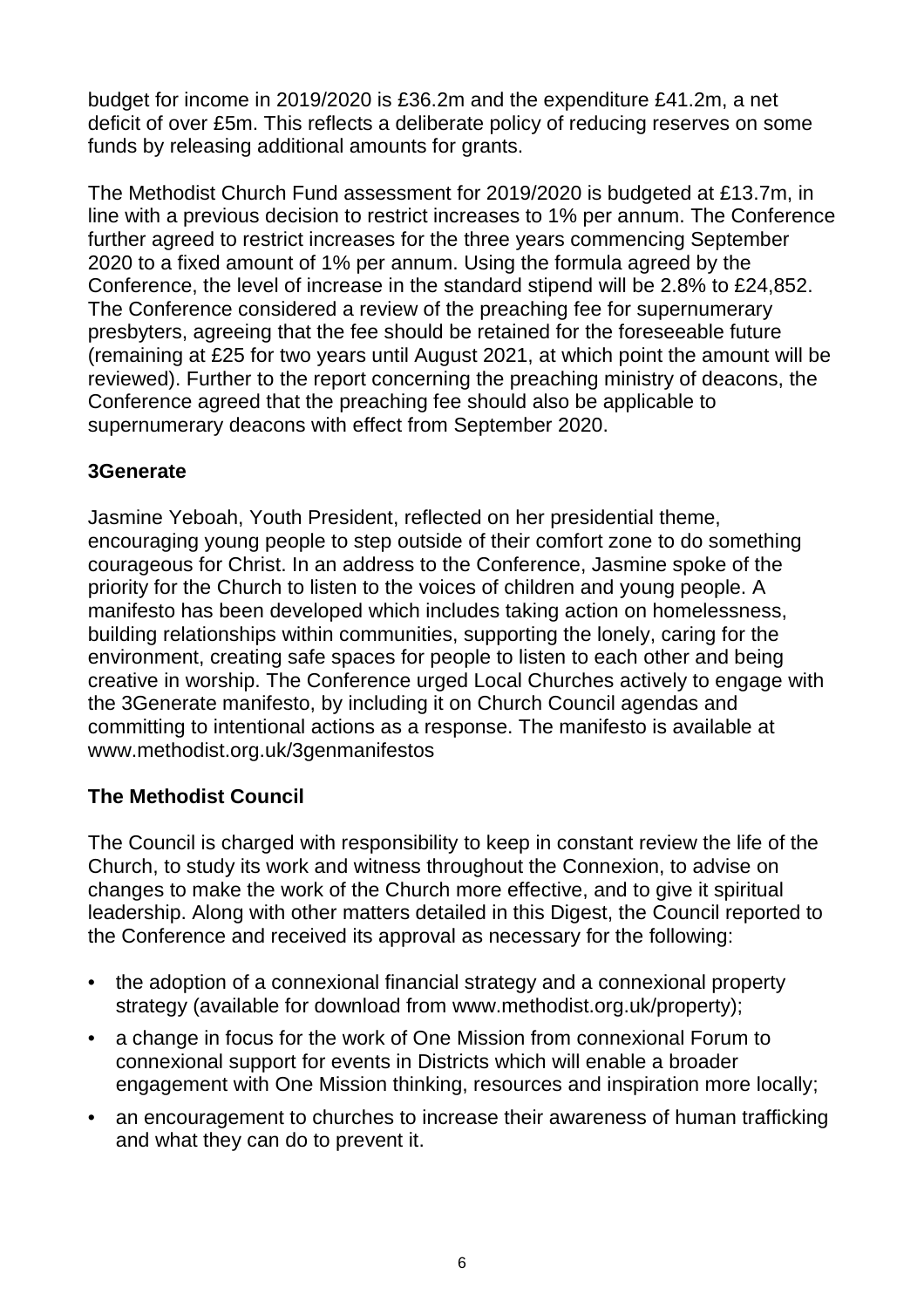budget for income in 2019/2020 is £36.2m and the expenditure £41.2m, a net deficit of over £5m. This reflects a deliberate policy of reducing reserves on some funds by releasing additional amounts for grants.

The Methodist Church Fund assessment for 2019/2020 is budgeted at £13.7m, in line with a previous decision to restrict increases to 1% per annum. The Conference further agreed to restrict increases for the three years commencing September 2020 to a fixed amount of 1% per annum. Using the formula agreed by the Conference, the level of increase in the standard stipend will be 2.8% to £24,852. The Conference considered a review of the preaching fee for supernumerary presbyters, agreeing that the fee should be retained for the foreseeable future (remaining at £25 for two years until August 2021, at which point the amount will be reviewed). Further to the report concerning the preaching ministry of deacons, the Conference agreed that the preaching fee should also be applicable to supernumerary deacons with effect from September 2020.

### 3Generate

Jasmine Yeboah, Youth President, reflected on her presidential theme, encouraging young people to step outside of their comfort zone to do something courageous for Christ. In an address to the Conference, Jasmine spoke of the priority for the Church to listen to the voices of children and young people. A manifesto has been developed which includes taking action on homelessness, building relationships within communities, supporting the lonely, caring for the environment, creating safe spaces for people to listen to each other and being creative in worship. The Conference urged Local Churches actively to engage with the 3Generate manifesto, by including it on Church Council agendas and committing to intentional actions as a response. The manifesto is available at www.methodist.org.uk/3genmanifestos

### The Methodist Council

The Council is charged with responsibility to keep in constant review the life of the Church, to study its work and witness throughout the Connexion, to advise on changes to make the work of the Church more effective, and to give it spiritual leadership. Along with other matters detailed in this Digest, the Council reported to the Conference and received its approval as necessary for the following:

- the adoption of a connexional financial strategy and a connexional property strategy (available for download from www.methodist.org.uk/property);
- a change in focus for the work of One Mission from connexional Forum to connexional support for events in Districts which will enable a broader engagement with One Mission thinking, resources and inspiration more locally;
- an encouragement to churches to increase their awareness of human trafficking and what they can do to prevent it.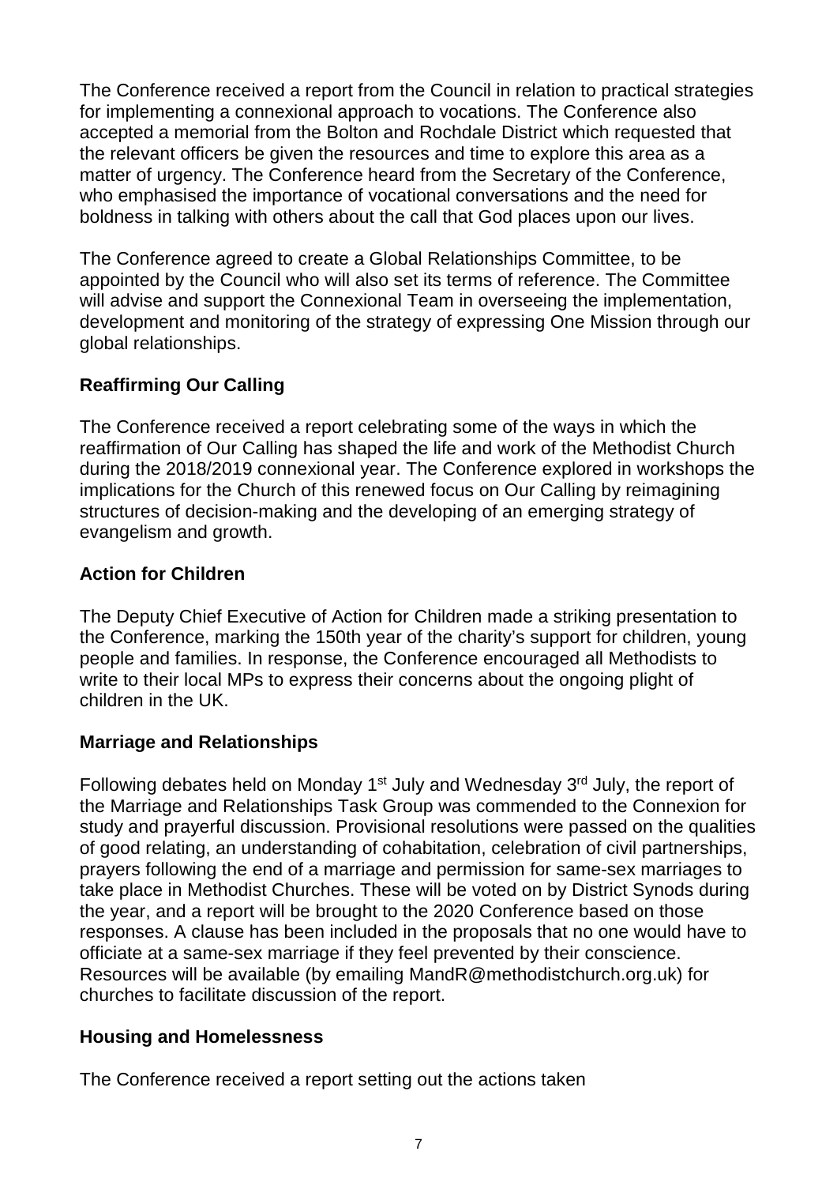The Conference received a report from the Council in relation to practical strategies for implementing a connexional approach to vocations. The Conference also accepted a memorial from the Bolton and Rochdale District which requested that the relevant officers be given the resources and time to explore this area as a matter of urgency. The Conference heard from the Secretary of the Conference, who emphasised the importance of vocational conversations and the need for boldness in talking with others about the call that God places upon our lives.

The Conference agreed to create a Global Relationships Committee, to be appointed by the Council who will also set its terms of reference. The Committee will advise and support the Connexional Team in overseeing the implementation, development and monitoring of the strategy of expressing One Mission through our global relationships.

**Reaffirming Our Calling**

The Conference received a report celebrating some of the ways in which the reaffirmation of Our Calling has shaped the life and work of the Methodist Church during the 2018/2019 connexional year. The Conference explored in workshops the implications for the Church of this renewed focus on Our Calling by reimagining structures of decision-making and the developing of an emerging strategy of evangelism and growth.

**Action for Children**

The Deputy Chief Executive of Action for Children made a striking presentation to the Conference, marking the 150th year of the charity's support for children, young people and families. In response, the Conference encouraged all Methodists to write to their local MPs to express their concerns about the ongoing plight of children in the UK.

**Marriage and Relationships**

Following debates held on Monday 1st July and Wednesday 3rd July, the report of the Marriage and Relationships Task Group was commended to the Connexion for study and prayerful discussion. Provisional resolutions were passed on the qualities of good relating, an understanding of cohabitation, celebration of civil partnerships, prayers following the end of a marriage and permission for same-sex marriages to take place in Methodist Churches. These will be voted on by District Synods during the year, and a report will be brought to the 2020 Conference based on those responses. A clause has been included in the proposals that no one would have to officiate at a same-sex marriage if they feel prevented by their conscience. Resources will be available (by emailing MandR@methodistchurch.org.uk) for churches to facilitate discussion of the report.

**Housing and Homelessness**

The Conference received a report setting out the actions taken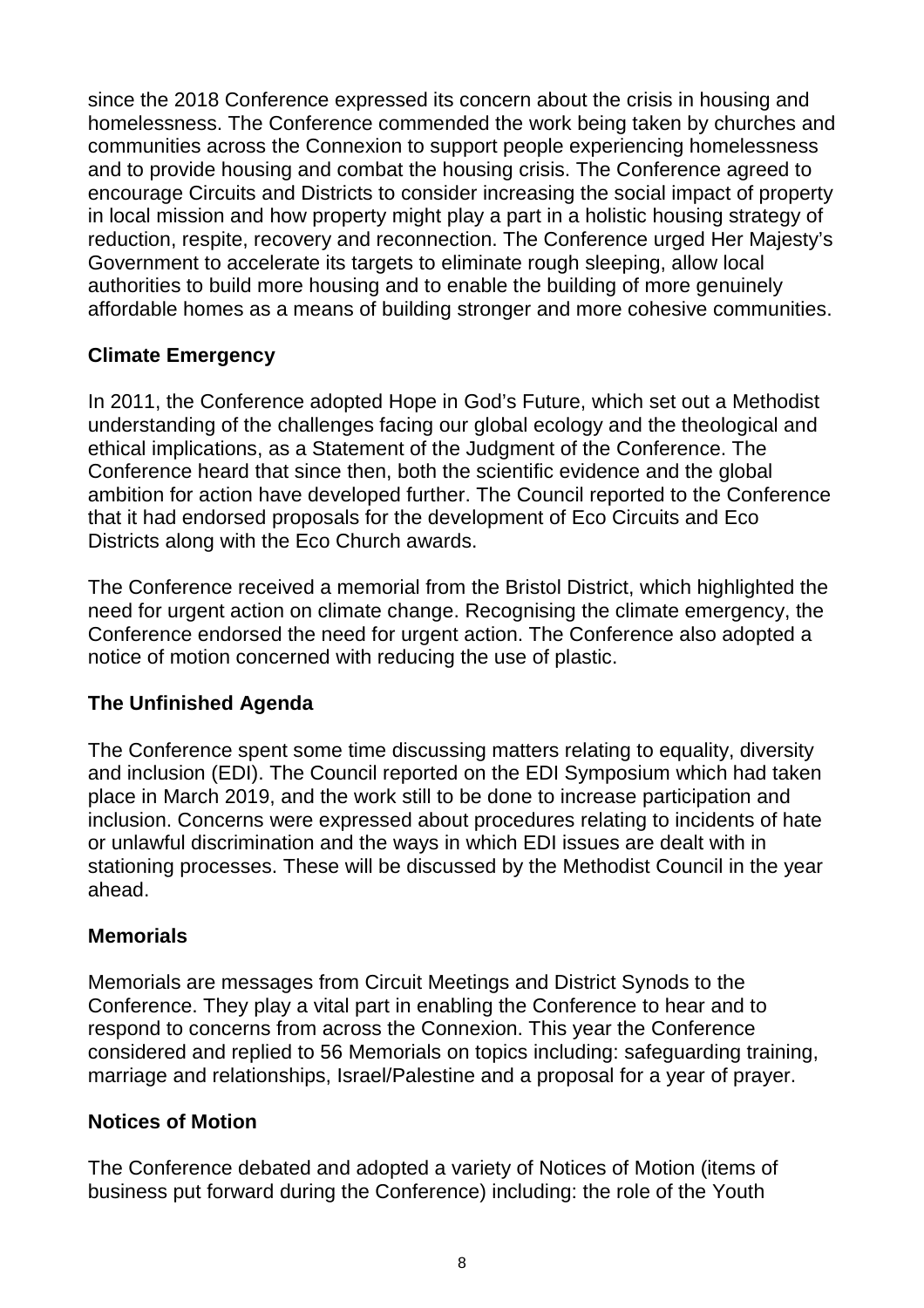since the 2018 Conference expressed its concern about the crisis in housing and homelessness. The Conference commended the work being taken by churches and communities across the Connexion to support people experiencing homelessness and to provide housing and combat the housing crisis. The Conference agreed to encourage Circuits and Districts to consider increasing the social impact of property in local mission and how property might play a part in a holistic housing strategy of reduction, respite, recovery and reconnection. The Conference urged Her Majesty's Government to accelerate its targets to eliminate rough sleeping, allow local authorities to build more housing and to enable the building of more genuinely affordable homes as a means of building stronger and more cohesive communities.

## Climate Emergency

In 2011, the Conference adopted Hope in God's Future, which set out a Methodist understanding of the challenges facing our global ecology and the theological and ethical implications, as a Statement of the Judgment of the Conference. The Conference heard that since then, both the scientific evidence and the global ambition for action have developed further. The Council reported to the Conference that it had endorsed proposals for the development of Eco Circuits and Eco Districts along with the Eco Church awards.

The Conference received a memorial from the Bristol District, which highlighted the need for urgent action on climate change. Recognising the climate emergency, the Conference endorsed the need for urgent action. The Conference also adopted a notice of motion concerned with reducing the use of plastic.

## The Unfinished Agenda

The Conference spent some time discussing matters relating to equality, diversity and inclusion (EDI). The Council reported on the EDI Symposium which had taken place in March 2019, and the work still to be done to increase participation and inclusion. Concerns were expressed about procedures relating to incidents of hate or unlawful discrimination and the ways in which EDI issues are dealt with in stationing processes. These will be discussed by the Methodist Council in the year ahead.

## Memorials

Memorials are messages from Circuit Meetings and District Synods to the Conference. They play a vital part in enabling the Conference to hear and to respond to concerns from across the Connexion. This year the Conference considered and replied to 56 Memorials on topics including: safeguarding training, marriage and relationships, Israel/Palestine and a proposal for a year of prayer.

## Notices of Motion

The Conference debated and adopted a variety of Notices of Motion (items of business put forward during the Conference) including: the role of the Youth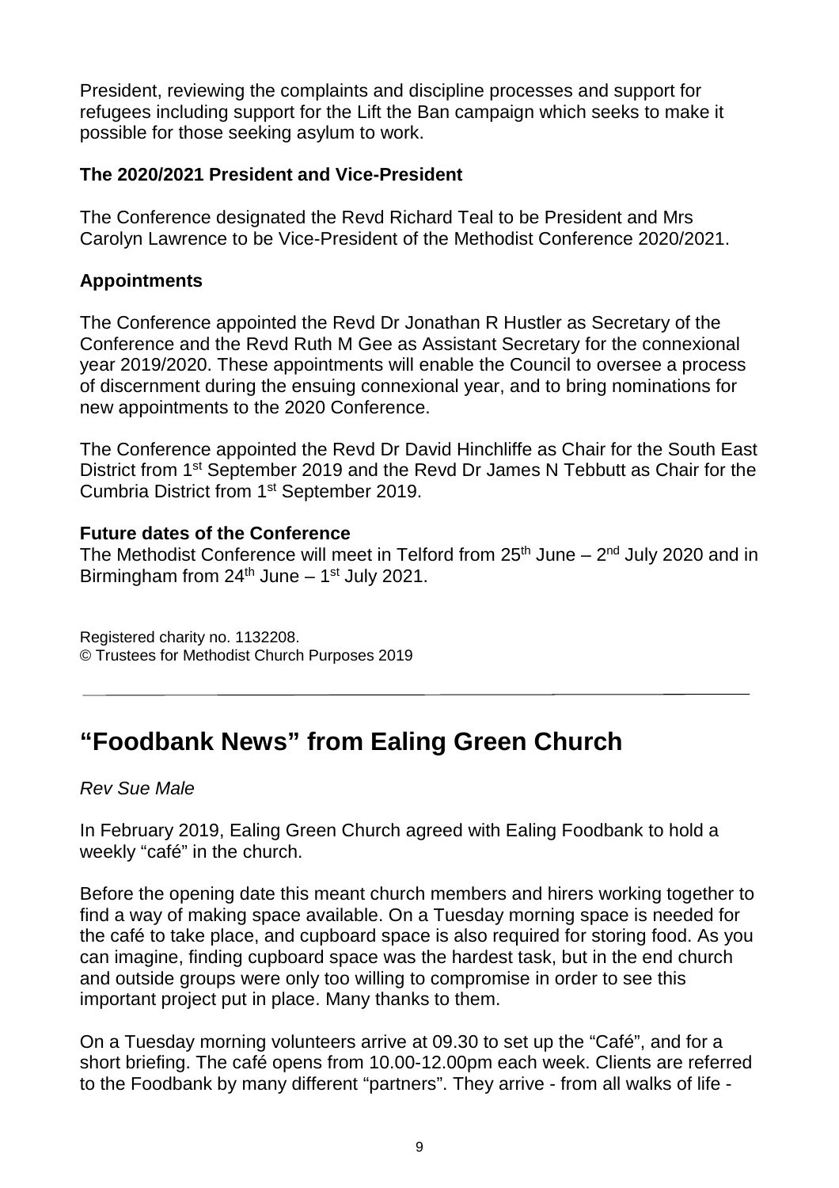President, reviewing the complaints and discipline processes and support for refugees including support for the Lift the Ban campaign which seeks to make it possible for those seeking asylum to work.

**The 2020/2021 President and Vice-President**

The Conference designated the Revd Richard Teal to be President and Mrs Carolyn Lawrence to be Vice-President of the Methodist Conference 2020/2021.

**Appointments**

The Conference appointed the Revd Dr Jonathan R Hustler as Secretary of the Conference and the Revd Ruth M Gee as Assistant Secretary for the connexional year 2019/2020. These appointments will enable the Council to oversee a process of discernment during the ensuing connexional year, and to bring nominations for new appointments to the 2020 Conference.

The Conference appointed the Revd Dr David Hinchliffe as Chair for the South East District from 1st September 2019 and the Revd Dr James N Tebbutt as Chair for the Cumbria District from 1st September 2019.

**Future dates of the Conference**

The Methodist Conference will meet in Telford from 25th June – 2nd July 2020 and in Birmingham from 24th June – 1st July 2021.

Registered charity no. 1132208.
© Trustees for Methodist Church Purposes 2019

---

# "Foodbank News" from Ealing Green Church

*Rev Sue Male*

In February 2019, Ealing Green Church agreed with Ealing Foodbank to hold a weekly "café" in the church.

Before the opening date this meant church members and hirers working together to find a way of making space available. On a Tuesday morning space is needed for the café to take place, and cupboard space is also required for storing food. As you can imagine, finding cupboard space was the hardest task, but in the end church and outside groups were only too willing to compromise in order to see this important project put in place. Many thanks to them.

On a Tuesday morning volunteers arrive at 09.30 to set up the "Café", and for a short briefing. The café opens from 10.00-12.00pm each week. Clients are referred to the Foodbank by many different "partners". They arrive - from all walks of life -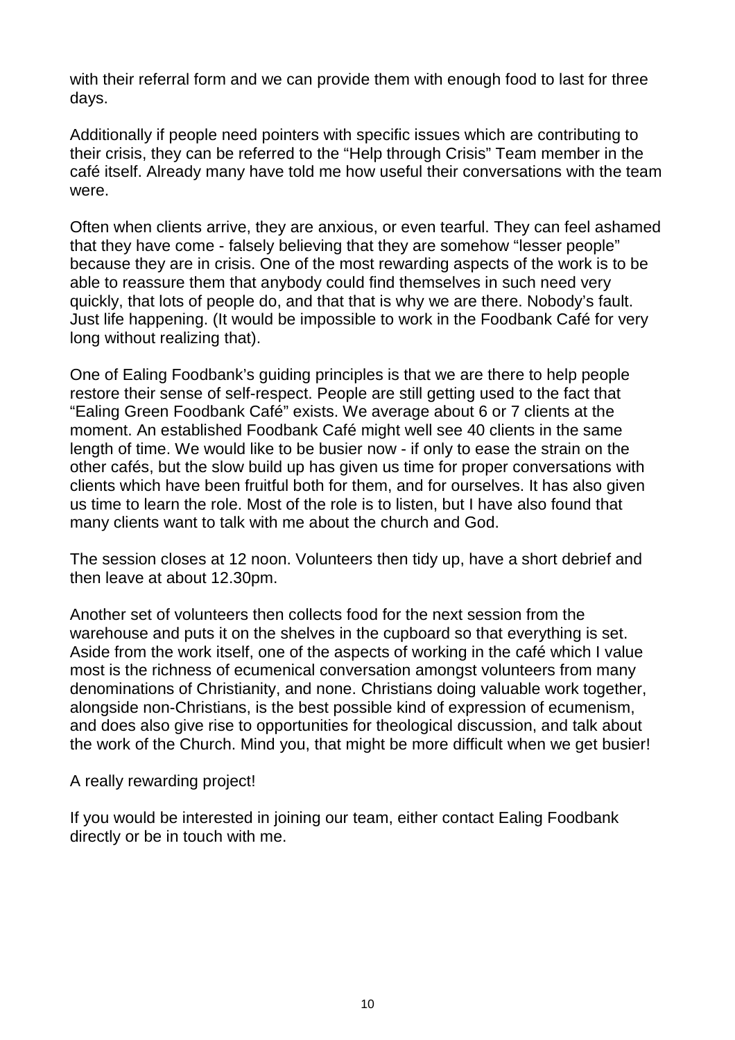with their referral form and we can provide them with enough food to last for three days.

Additionally if people need pointers with specific issues which are contributing to their crisis, they can be referred to the "Help through Crisis" Team member in the café itself. Already many have told me how useful their conversations with the team were.

Often when clients arrive, they are anxious, or even tearful. They can feel ashamed that they have come - falsely believing that they are somehow "lesser people" because they are in crisis. One of the most rewarding aspects of the work is to be able to reassure them that anybody could find themselves in such need very quickly, that lots of people do, and that that is why we are there. Nobody's fault. Just life happening. (It would be impossible to work in the Foodbank Café for very long without realizing that).

One of Ealing Foodbank's guiding principles is that we are there to help people restore their sense of self-respect. People are still getting used to the fact that "Ealing Green Foodbank Café" exists. We average about 6 or 7 clients at the moment. An established Foodbank Café might well see 40 clients in the same length of time. We would like to be busier now - if only to ease the strain on the other cafés, but the slow build up has given us time for proper conversations with clients which have been fruitful both for them, and for ourselves. It has also given us time to learn the role. Most of the role is to listen, but I have also found that many clients want to talk with me about the church and God.

The session closes at 12 noon. Volunteers then tidy up, have a short debrief and then leave at about 12.30pm.

Another set of volunteers then collects food for the next session from the warehouse and puts it on the shelves in the cupboard so that everything is set. Aside from the work itself, one of the aspects of working in the café which I value most is the richness of ecumenical conversation amongst volunteers from many denominations of Christianity, and none. Christians doing valuable work together, alongside non-Christians, is the best possible kind of expression of ecumenism, and does also give rise to opportunities for theological discussion, and talk about the work of the Church. Mind you, that might be more difficult when we get busier!

A really rewarding project!

If you would be interested in joining our team, either contact Ealing Foodbank directly or be in touch with me.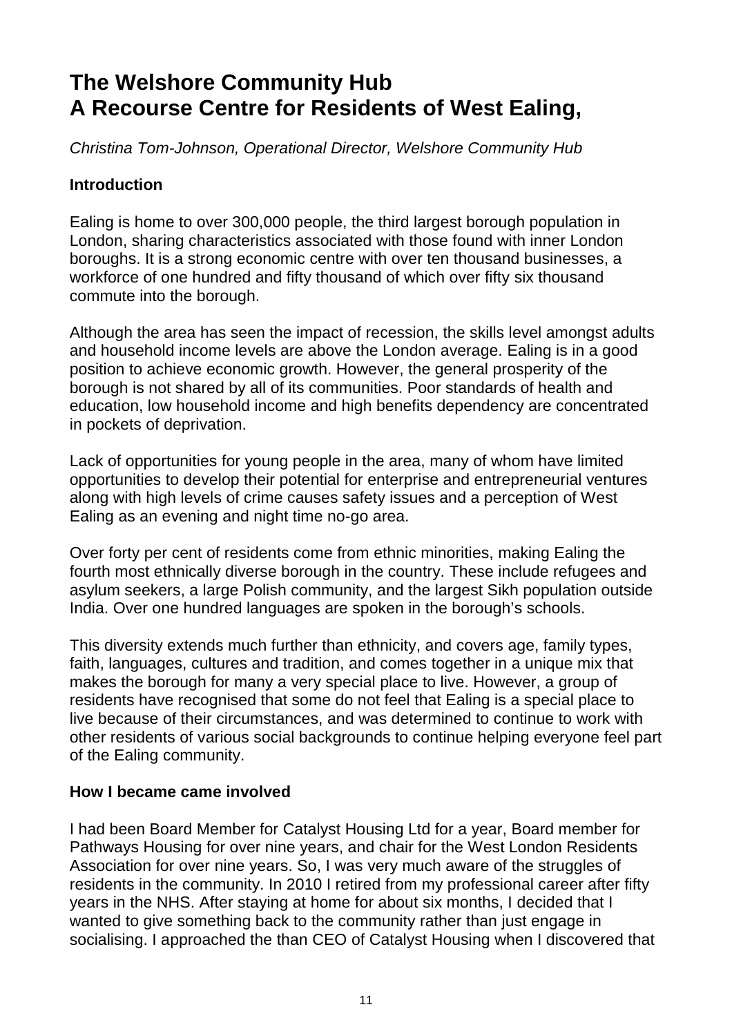# The Welshore Community Hub
# A Recourse Centre for Residents of West Ealing,

*Christina Tom-Johnson, Operational Director, Welshore Community Hub*

**Introduction**

Ealing is home to over 300,000 people, the third largest borough population in London, sharing characteristics associated with those found with inner London boroughs. It is a strong economic centre with over ten thousand businesses, a workforce of one hundred and fifty thousand of which over fifty six thousand commute into the borough.

Although the area has seen the impact of recession, the skills level amongst adults and household income levels are above the London average. Ealing is in a good position to achieve economic growth. However, the general prosperity of the borough is not shared by all of its communities. Poor standards of health and education, low household income and high benefits dependency are concentrated in pockets of deprivation.

Lack of opportunities for young people in the area, many of whom have limited opportunities to develop their potential for enterprise and entrepreneurial ventures along with high levels of crime causes safety issues and a perception of West Ealing as an evening and night time no-go area.

Over forty per cent of residents come from ethnic minorities, making Ealing the fourth most ethnically diverse borough in the country. These include refugees and asylum seekers, a large Polish community, and the largest Sikh population outside India. Over one hundred languages are spoken in the borough's schools.

This diversity extends much further than ethnicity, and covers age, family types, faith, languages, cultures and tradition, and comes together in a unique mix that makes the borough for many a very special place to live. However, a group of residents have recognised that some do not feel that Ealing is a special place to live because of their circumstances, and was determined to continue to work with other residents of various social backgrounds to continue helping everyone feel part of the Ealing community.

**How I became came involved**

I had been Board Member for Catalyst Housing Ltd for a year, Board member for Pathways Housing for over nine years, and chair for the West London Residents Association for over nine years. So, I was very much aware of the struggles of residents in the community. In 2010 I retired from my professional career after fifty years in the NHS. After staying at home for about six months, I decided that I wanted to give something back to the community rather than just engage in socialising. I approached the than CEO of Catalyst Housing when I discovered that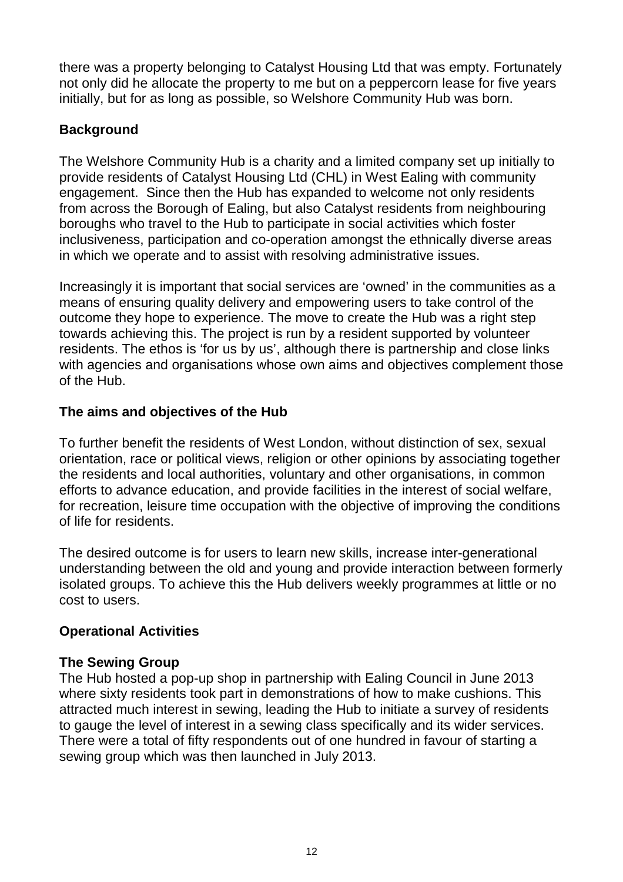there was a property belonging to Catalyst Housing Ltd that was empty. Fortunately not only did he allocate the property to me but on a peppercorn lease for five years initially, but for as long as possible, so Welshore Community Hub was born.

## Background

The Welshore Community Hub is a charity and a limited company set up initially to provide residents of Catalyst Housing Ltd (CHL) in West Ealing with community engagement. Since then the Hub has expanded to welcome not only residents from across the Borough of Ealing, but also Catalyst residents from neighbouring boroughs who travel to the Hub to participate in social activities which foster inclusiveness, participation and co-operation amongst the ethnically diverse areas in which we operate and to assist with resolving administrative issues.

Increasingly it is important that social services are 'owned' in the communities as a means of ensuring quality delivery and empowering users to take control of the outcome they hope to experience. The move to create the Hub was a right step towards achieving this. The project is run by a resident supported by volunteer residents. The ethos is 'for us by us', although there is partnership and close links with agencies and organisations whose own aims and objectives complement those of the Hub.

## The aims and objectives of the Hub

To further benefit the residents of West London, without distinction of sex, sexual orientation, race or political views, religion or other opinions by associating together the residents and local authorities, voluntary and other organisations, in common efforts to advance education, and provide facilities in the interest of social welfare, for recreation, leisure time occupation with the objective of improving the conditions of life for residents.

The desired outcome is for users to learn new skills, increase inter-generational understanding between the old and young and provide interaction between formerly isolated groups. To achieve this the Hub delivers weekly programmes at little or no cost to users.

## Operational Activities

### The Sewing Group

The Hub hosted a pop-up shop in partnership with Ealing Council in June 2013 where sixty residents took part in demonstrations of how to make cushions. This attracted much interest in sewing, leading the Hub to initiate a survey of residents to gauge the level of interest in a sewing class specifically and its wider services. There were a total of fifty respondents out of one hundred in favour of starting a sewing group which was then launched in July 2013.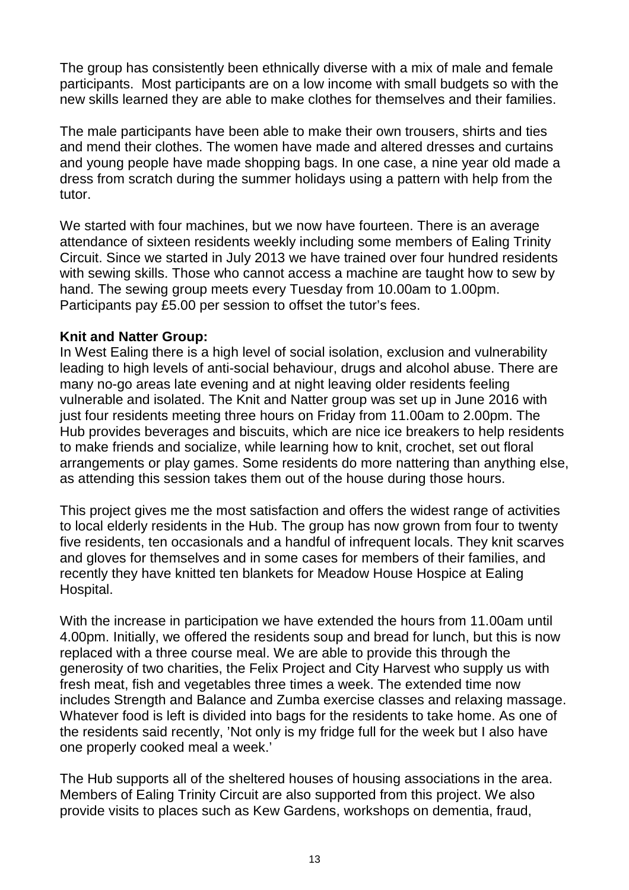The group has consistently been ethnically diverse with a mix of male and female participants.  Most participants are on a low income with small budgets so with the new skills learned they are able to make clothes for themselves and their families.

The male participants have been able to make their own trousers, shirts and ties and mend their clothes. The women have made and altered dresses and curtains and young people have made shopping bags. In one case, a nine year old made a dress from scratch during the summer holidays using a pattern with help from the tutor.

We started with four machines, but we now have fourteen. There is an average attendance of sixteen residents weekly including some members of Ealing Trinity Circuit. Since we started in July 2013 we have trained over four hundred residents with sewing skills. Those who cannot access a machine are taught how to sew by hand. The sewing group meets every Tuesday from 10.00am to 1.00pm. Participants pay £5.00 per session to offset the tutor's fees.

**Knit and Natter Group:**
In West Ealing there is a high level of social isolation, exclusion and vulnerability leading to high levels of anti-social behaviour, drugs and alcohol abuse. There are many no-go areas late evening and at night leaving older residents feeling vulnerable and isolated. The Knit and Natter group was set up in June 2016 with just four residents meeting three hours on Friday from 11.00am to 2.00pm. The Hub provides beverages and biscuits, which are nice ice breakers to help residents to make friends and socialize, while learning how to knit, crochet, set out floral arrangements or play games. Some residents do more nattering than anything else, as attending this session takes them out of the house during those hours.

This project gives me the most satisfaction and offers the widest range of activities to local elderly residents in the Hub. The group has now grown from four to twenty five residents, ten occasionals and a handful of infrequent locals. They knit scarves and gloves for themselves and in some cases for members of their families, and recently they have knitted ten blankets for Meadow House Hospice at Ealing Hospital.

With the increase in participation we have extended the hours from 11.00am until 4.00pm. Initially, we offered the residents soup and bread for lunch, but this is now replaced with a three course meal. We are able to provide this through the generosity of two charities, the Felix Project and City Harvest who supply us with fresh meat, fish and vegetables three times a week. The extended time now includes Strength and Balance and Zumba exercise classes and relaxing massage. Whatever food is left is divided into bags for the residents to take home. As one of the residents said recently, 'Not only is my fridge full for the week but I also have one properly cooked meal a week.'

The Hub supports all of the sheltered houses of housing associations in the area. Members of Ealing Trinity Circuit are also supported from this project. We also provide visits to places such as Kew Gardens, workshops on dementia, fraud,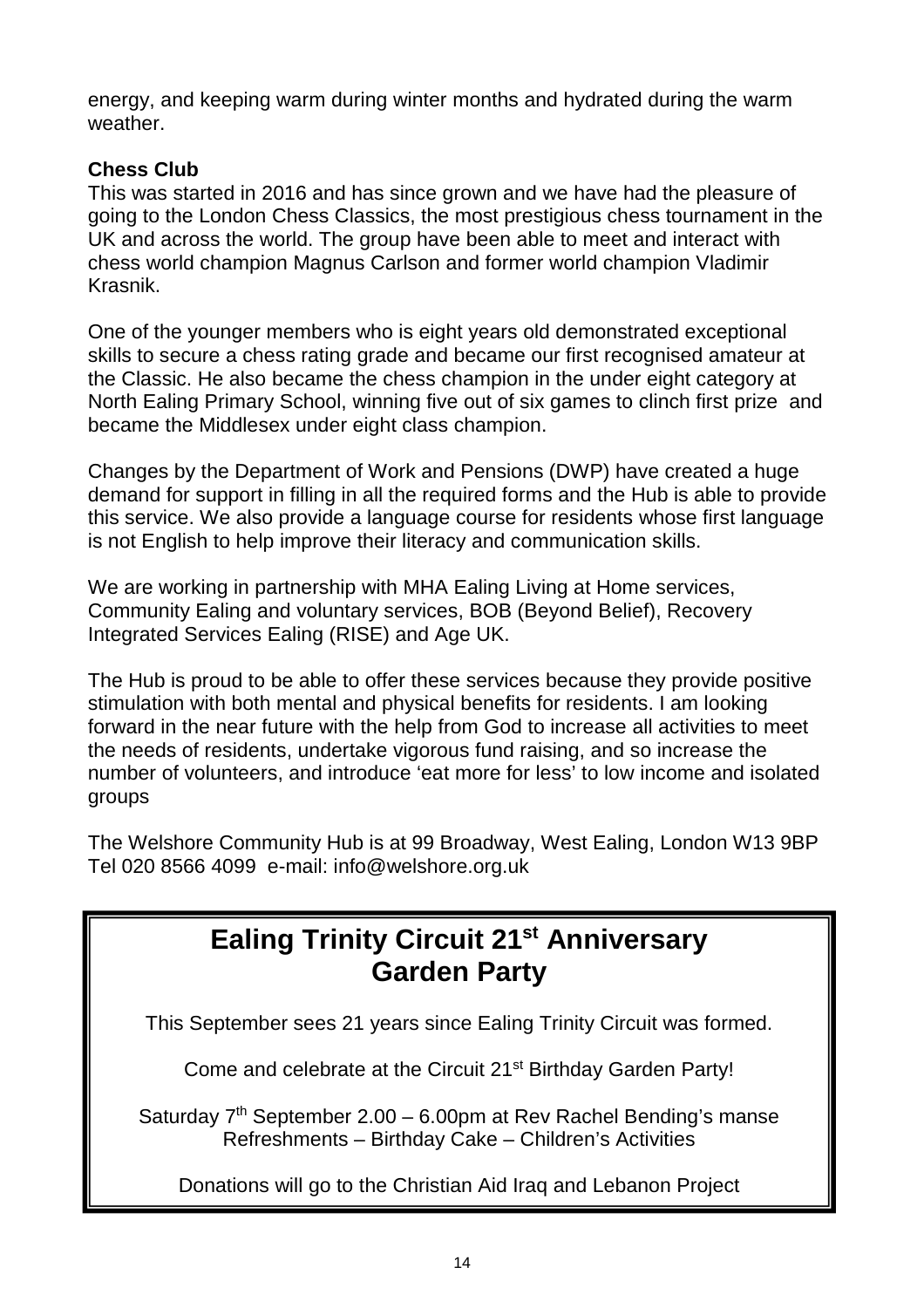energy, and keeping warm during winter months and hydrated during the warm weather.

**Chess Club**
This was started in 2016 and has since grown and we have had the pleasure of going to the London Chess Classics, the most prestigious chess tournament in the UK and across the world. The group have been able to meet and interact with chess world champion Magnus Carlson and former world champion Vladimir Krasnik.

One of the younger members who is eight years old demonstrated exceptional skills to secure a chess rating grade and became our first recognised amateur at the Classic. He also became the chess champion in the under eight category at North Ealing Primary School, winning five out of six games to clinch first prize and became the Middlesex under eight class champion.

Changes by the Department of Work and Pensions (DWP) have created a huge demand for support in filling in all the required forms and the Hub is able to provide this service. We also provide a language course for residents whose first language is not English to help improve their literacy and communication skills.

We are working in partnership with MHA Ealing Living at Home services, Community Ealing and voluntary services, BOB (Beyond Belief), Recovery Integrated Services Ealing (RISE) and Age UK.

The Hub is proud to be able to offer these services because they provide positive stimulation with both mental and physical benefits for residents. I am looking forward in the near future with the help from God to increase all activities to meet the needs of residents, undertake vigorous fund raising, and so increase the number of volunteers, and introduce 'eat more for less' to low income and isolated groups

The Welshore Community Hub is at 99 Broadway, West Ealing, London W13 9BP
Tel 020 8566 4099 e-mail: info@welshore.org.uk

## Ealing Trinity Circuit 21st Anniversary Garden Party

This September sees 21 years since Ealing Trinity Circuit was formed.

Come and celebrate at the Circuit 21st Birthday Garden Party!

Saturday 7th September 2.00 – 6.00pm at Rev Rachel Bending's manse
Refreshments – Birthday Cake – Children's Activities

Donations will go to the Christian Aid Iraq and Lebanon Project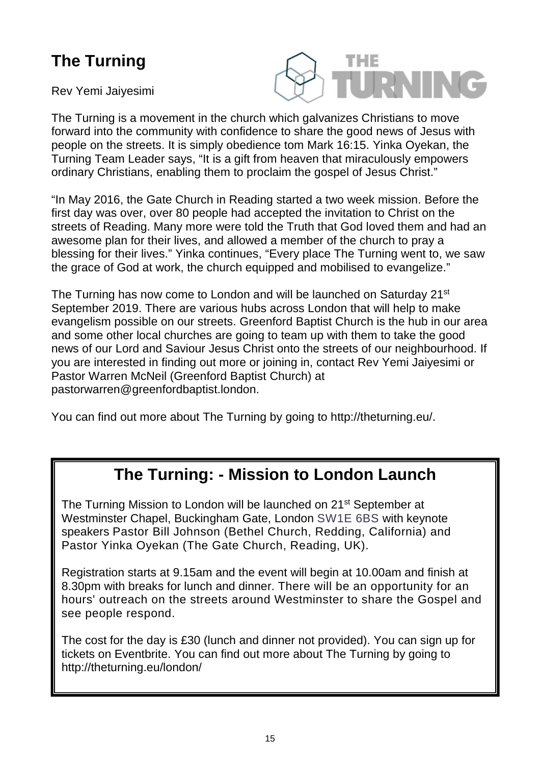## The Turning

Rev Yemi Jaiyesimi

The Turning is a movement in the church which galvanizes Christians to move forward into the community with confidence to share the good news of Jesus with people on the streets. It is simply obedience tom Mark 16:15. Yinka Oyekan, the Turning Team Leader says, "It is a gift from heaven that miraculously empowers ordinary Christians, enabling them to proclaim the gospel of Jesus Christ."

"In May 2016, the Gate Church in Reading started a two week mission. Before the first day was over, over 80 people had accepted the invitation to Christ on the streets of Reading. Many more were told the Truth that God loved them and had an awesome plan for their lives, and allowed a member of the church to pray a blessing for their lives." Yinka continues, "Every place The Turning went to, we saw the grace of God at work, the church equipped and mobilised to evangelize."

The Turning has now come to London and will be launched on Saturday 21st September 2019. There are various hubs across London that will help to make evangelism possible on our streets. Greenford Baptist Church is the hub in our area and some other local churches are going to team up with them to take the good news of our Lord and Saviour Jesus Christ onto the streets of our neighbourhood. If you are interested in finding out more or joining in, contact Rev Yemi Jaiyesimi or Pastor Warren McNeil (Greenford Baptist Church) at pastorwarren@greenfordbaptist.london.

You can find out more about The Turning by going to http://theturning.eu/.

## The Turning: - Mission to London Launch

The Turning Mission to London will be launched on 21st September at Westminster Chapel, Buckingham Gate, London SW1E 6BS with keynote speakers Pastor Bill Johnson (Bethel Church, Redding, California) and Pastor Yinka Oyekan (The Gate Church, Reading, UK).

Registration starts at 9.15am and the event will begin at 10.00am and finish at 8.30pm with breaks for lunch and dinner. There will be an opportunity for an hours' outreach on the streets around Westminster to share the Gospel and see people respond.

The cost for the day is £30 (lunch and dinner not provided). You can sign up for tickets on Eventbrite. You can find out more about The Turning by going to http://theturning.eu/london/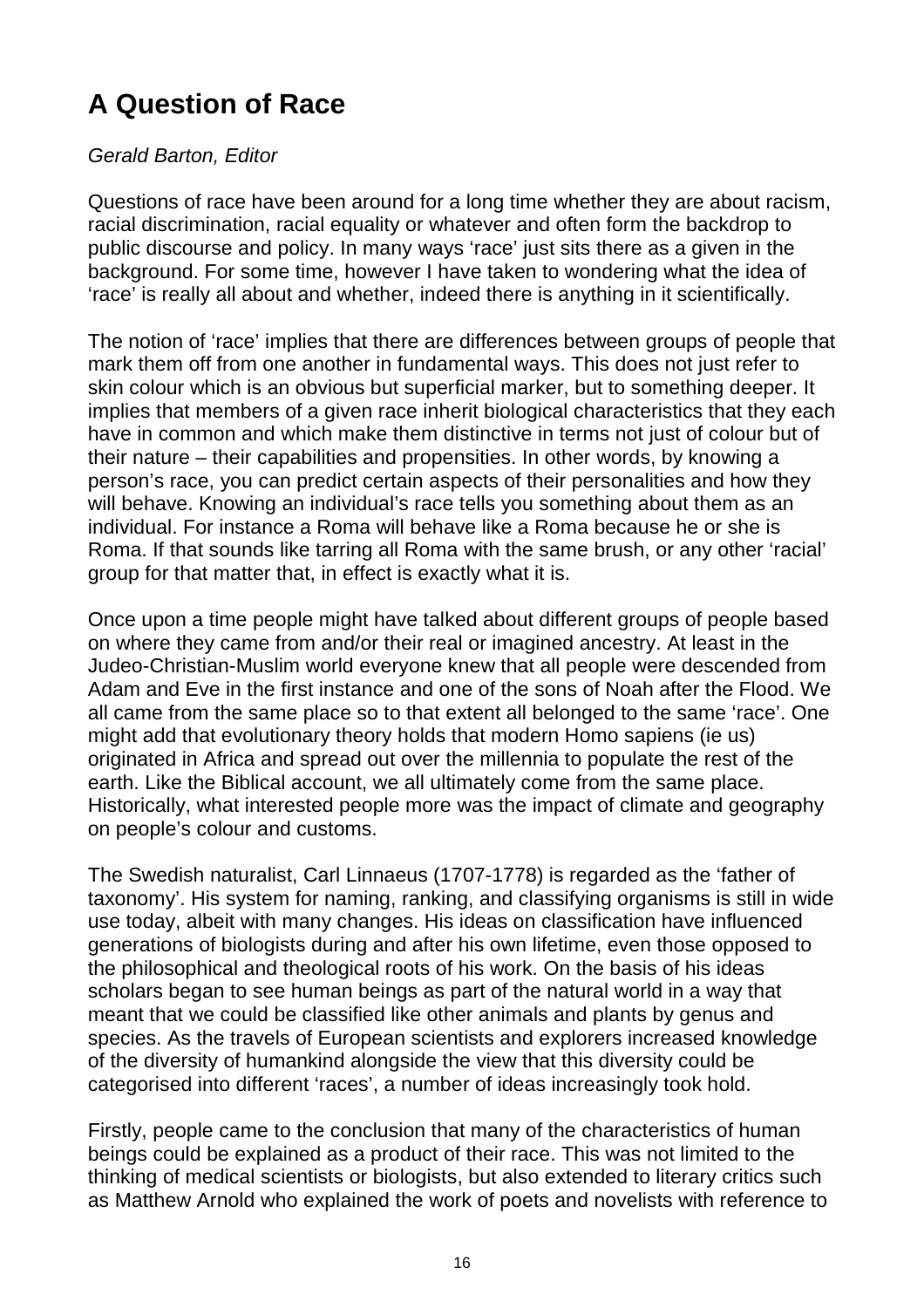# A Question of Race

*Gerald Barton, Editor*

Questions of race have been around for a long time whether they are about racism, racial discrimination, racial equality or whatever and often form the backdrop to public discourse and policy. In many ways 'race' just sits there as a given in the background. For some time, however I have taken to wondering what the idea of 'race' is really all about and whether, indeed there is anything in it scientifically.

The notion of 'race' implies that there are differences between groups of people that mark them off from one another in fundamental ways. This does not just refer to skin colour which is an obvious but superficial marker, but to something deeper. It implies that members of a given race inherit biological characteristics that they each have in common and which make them distinctive in terms not just of colour but of their nature – their capabilities and propensities. In other words, by knowing a person's race, you can predict certain aspects of their personalities and how they will behave. Knowing an individual's race tells you something about them as an individual. For instance a Roma will behave like a Roma because he or she is Roma. If that sounds like tarring all Roma with the same brush, or any other 'racial' group for that matter that, in effect is exactly what it is.

Once upon a time people might have talked about different groups of people based on where they came from and/or their real or imagined ancestry. At least in the Judeo-Christian-Muslim world everyone knew that all people were descended from Adam and Eve in the first instance and one of the sons of Noah after the Flood. We all came from the same place so to that extent all belonged to the same 'race'. One might add that evolutionary theory holds that modern Homo sapiens (ie us) originated in Africa and spread out over the millennia to populate the rest of the earth. Like the Biblical account, we all ultimately come from the same place. Historically, what interested people more was the impact of climate and geography on people's colour and customs.

The Swedish naturalist, Carl Linnaeus (1707-1778) is regarded as the 'father of taxonomy'. His system for naming, ranking, and classifying organisms is still in wide use today, albeit with many changes. His ideas on classification have influenced generations of biologists during and after his own lifetime, even those opposed to the philosophical and theological roots of his work. On the basis of his ideas scholars began to see human beings as part of the natural world in a way that meant that we could be classified like other animals and plants by genus and species. As the travels of European scientists and explorers increased knowledge of the diversity of humankind alongside the view that this diversity could be categorised into different 'races', a number of ideas increasingly took hold.

Firstly, people came to the conclusion that many of the characteristics of human beings could be explained as a product of their race. This was not limited to the thinking of medical scientists or biologists, but also extended to literary critics such as Matthew Arnold who explained the work of poets and novelists with reference to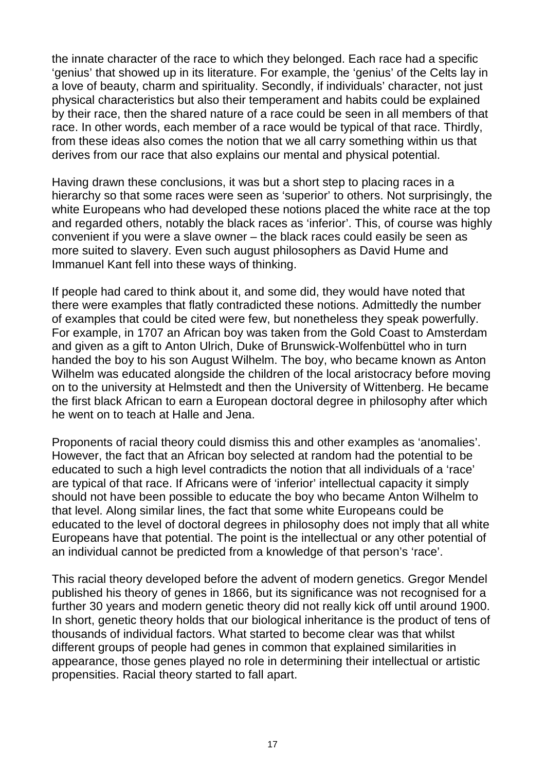the innate character of the race to which they belonged. Each race had a specific 'genius' that showed up in its literature. For example, the 'genius' of the Celts lay in a love of beauty, charm and spirituality. Secondly, if individuals' character, not just physical characteristics but also their temperament and habits could be explained by their race, then the shared nature of a race could be seen in all members of that race. In other words, each member of a race would be typical of that race. Thirdly, from these ideas also comes the notion that we all carry something within us that derives from our race that also explains our mental and physical potential.

Having drawn these conclusions, it was but a short step to placing races in a hierarchy so that some races were seen as 'superior' to others. Not surprisingly, the white Europeans who had developed these notions placed the white race at the top and regarded others, notably the black races as 'inferior'. This, of course was highly convenient if you were a slave owner – the black races could easily be seen as more suited to slavery. Even such august philosophers as David Hume and Immanuel Kant fell into these ways of thinking.

If people had cared to think about it, and some did, they would have noted that there were examples that flatly contradicted these notions. Admittedly the number of examples that could be cited were few, but nonetheless they speak powerfully. For example, in 1707 an African boy was taken from the Gold Coast to Amsterdam and given as a gift to Anton Ulrich, Duke of Brunswick-Wolfenbüttel who in turn handed the boy to his son August Wilhelm. The boy, who became known as Anton Wilhelm was educated alongside the children of the local aristocracy before moving on to the university at Helmstedt and then the University of Wittenberg. He became the first black African to earn a European doctoral degree in philosophy after which he went on to teach at Halle and Jena.

Proponents of racial theory could dismiss this and other examples as 'anomalies'. However, the fact that an African boy selected at random had the potential to be educated to such a high level contradicts the notion that all individuals of a 'race' are typical of that race. If Africans were of 'inferior' intellectual capacity it simply should not have been possible to educate the boy who became Anton Wilhelm to that level. Along similar lines, the fact that some white Europeans could be educated to the level of doctoral degrees in philosophy does not imply that all white Europeans have that potential. The point is the intellectual or any other potential of an individual cannot be predicted from a knowledge of that person's 'race'.

This racial theory developed before the advent of modern genetics. Gregor Mendel published his theory of genes in 1866, but its significance was not recognised for a further 30 years and modern genetic theory did not really kick off until around 1900. In short, genetic theory holds that our biological inheritance is the product of tens of thousands of individual factors. What started to become clear was that whilst different groups of people had genes in common that explained similarities in appearance, those genes played no role in determining their intellectual or artistic propensities. Racial theory started to fall apart.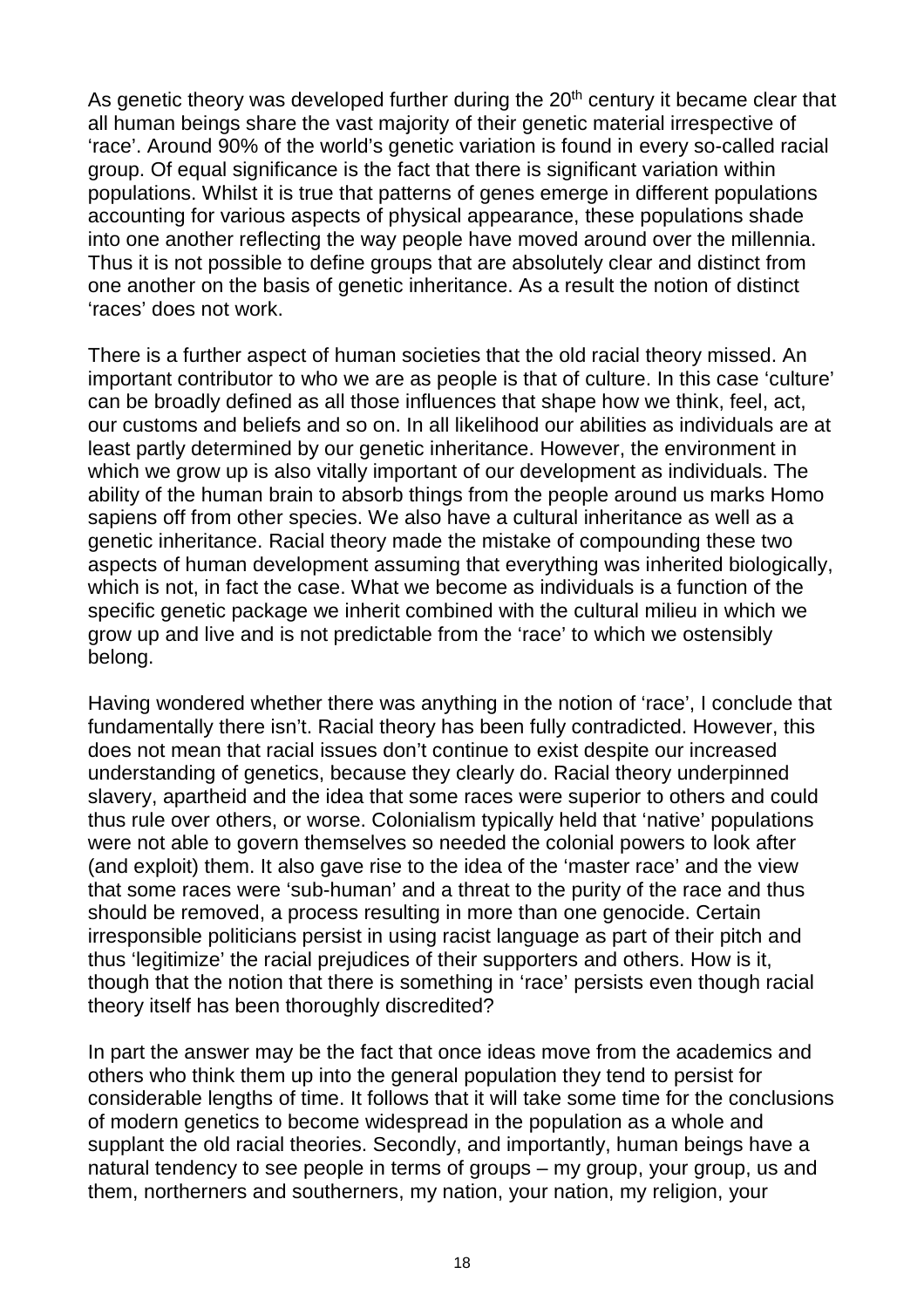As genetic theory was developed further during the 20th century it became clear that all human beings share the vast majority of their genetic material irrespective of 'race'. Around 90% of the world's genetic variation is found in every so-called racial group. Of equal significance is the fact that there is significant variation within populations. Whilst it is true that patterns of genes emerge in different populations accounting for various aspects of physical appearance, these populations shade into one another reflecting the way people have moved around over the millennia. Thus it is not possible to define groups that are absolutely clear and distinct from one another on the basis of genetic inheritance. As a result the notion of distinct 'races' does not work.

There is a further aspect of human societies that the old racial theory missed. An important contributor to who we are as people is that of culture. In this case 'culture' can be broadly defined as all those influences that shape how we think, feel, act, our customs and beliefs and so on. In all likelihood our abilities as individuals are at least partly determined by our genetic inheritance. However, the environment in which we grow up is also vitally important of our development as individuals. The ability of the human brain to absorb things from the people around us marks Homo sapiens off from other species. We also have a cultural inheritance as well as a genetic inheritance. Racial theory made the mistake of compounding these two aspects of human development assuming that everything was inherited biologically, which is not, in fact the case. What we become as individuals is a function of the specific genetic package we inherit combined with the cultural milieu in which we grow up and live and is not predictable from the 'race' to which we ostensibly belong.

Having wondered whether there was anything in the notion of 'race', I conclude that fundamentally there isn't. Racial theory has been fully contradicted. However, this does not mean that racial issues don't continue to exist despite our increased understanding of genetics, because they clearly do. Racial theory underpinned slavery, apartheid and the idea that some races were superior to others and could thus rule over others, or worse. Colonialism typically held that 'native' populations were not able to govern themselves so needed the colonial powers to look after (and exploit) them. It also gave rise to the idea of the 'master race' and the view that some races were 'sub-human' and a threat to the purity of the race and thus should be removed, a process resulting in more than one genocide. Certain irresponsible politicians persist in using racist language as part of their pitch and thus 'legitimize' the racial prejudices of their supporters and others. How is it, though that the notion that there is something in 'race' persists even though racial theory itself has been thoroughly discredited?

In part the answer may be the fact that once ideas move from the academics and others who think them up into the general population they tend to persist for considerable lengths of time. It follows that it will take some time for the conclusions of modern genetics to become widespread in the population as a whole and supplant the old racial theories. Secondly, and importantly, human beings have a natural tendency to see people in terms of groups – my group, your group, us and them, northerners and southerners, my nation, your nation, my religion, your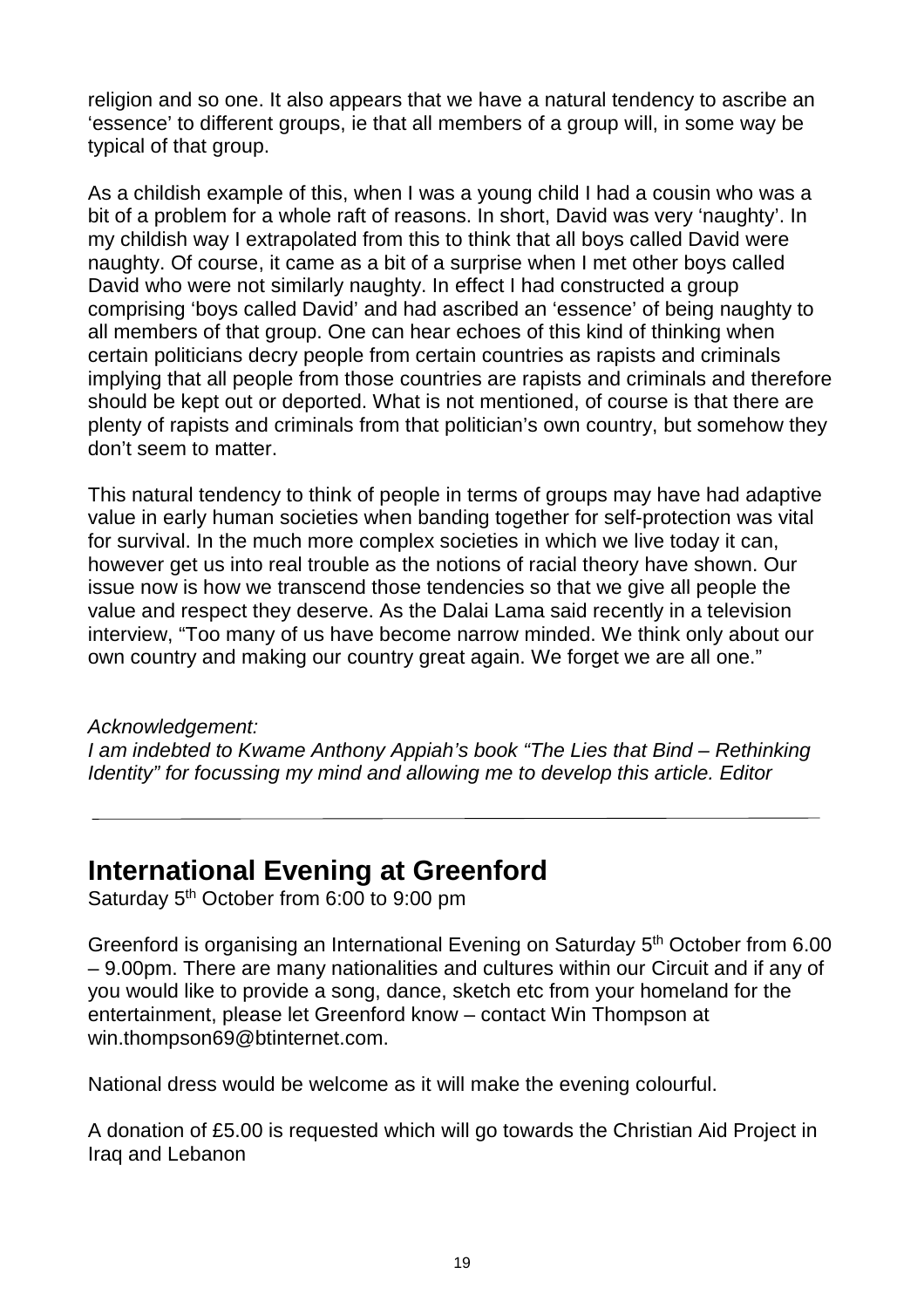religion and so one. It also appears that we have a natural tendency to ascribe an 'essence' to different groups, ie that all members of a group will, in some way be typical of that group.

As a childish example of this, when I was a young child I had a cousin who was a bit of a problem for a whole raft of reasons. In short, David was very 'naughty'. In my childish way I extrapolated from this to think that all boys called David were naughty. Of course, it came as a bit of a surprise when I met other boys called David who were not similarly naughty. In effect I had constructed a group comprising 'boys called David' and had ascribed an 'essence' of being naughty to all members of that group. One can hear echoes of this kind of thinking when certain politicians decry people from certain countries as rapists and criminals implying that all people from those countries are rapists and criminals and therefore should be kept out or deported. What is not mentioned, of course is that there are plenty of rapists and criminals from that politician's own country, but somehow they don't seem to matter.

This natural tendency to think of people in terms of groups may have had adaptive value in early human societies when banding together for self-protection was vital for survival. In the much more complex societies in which we live today it can, however get us into real trouble as the notions of racial theory have shown. Our issue now is how we transcend those tendencies so that we give all people the value and respect they deserve. As the Dalai Lama said recently in a television interview, "Too many of us have become narrow minded. We think only about our own country and making our country great again. We forget we are all one."

*Acknowledgement:*
*I am indebted to Kwame Anthony Appiah's book "The Lies that Bind – Rethinking Identity" for focussing my mind and allowing me to develop this article. Editor*

---

## International Evening at Greenford

Saturday 5th October from 6:00 to 9:00 pm

Greenford is organising an International Evening on Saturday 5th October from 6.00 – 9.00pm. There are many nationalities and cultures within our Circuit and if any of you would like to provide a song, dance, sketch etc from your homeland for the entertainment, please let Greenford know – contact Win Thompson at win.thompson69@btinternet.com.

National dress would be welcome as it will make the evening colourful.

A donation of £5.00 is requested which will go towards the Christian Aid Project in Iraq and Lebanon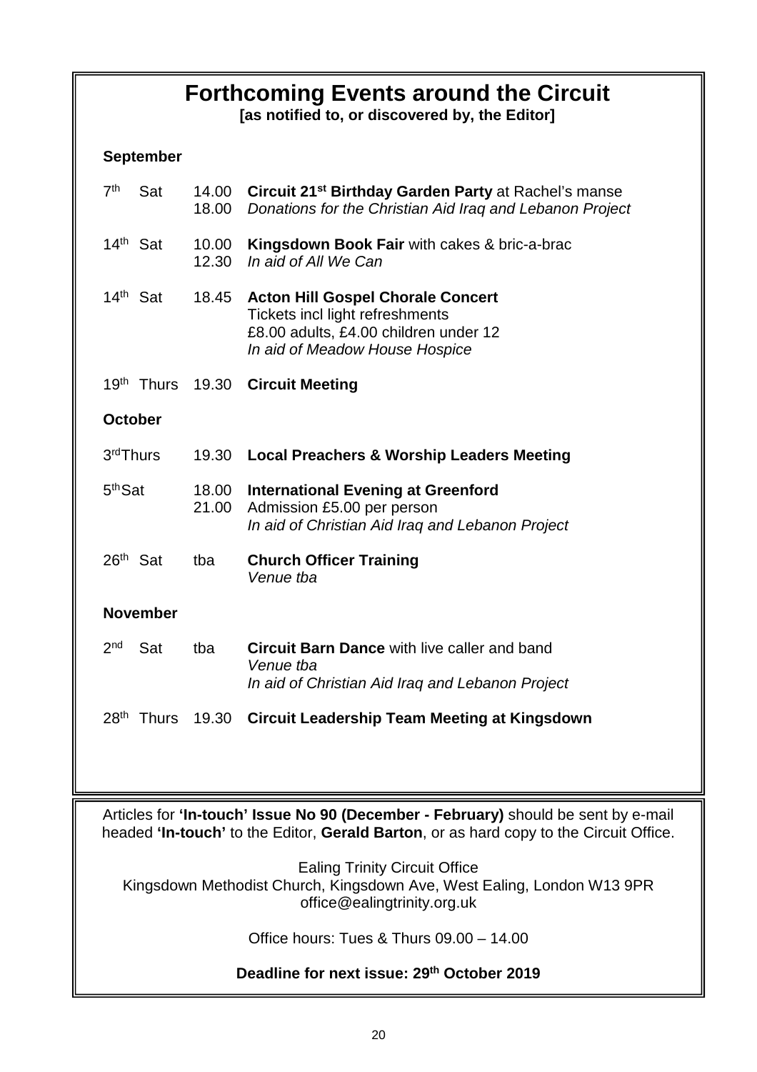# Forthcoming Events around the Circuit

**[as notified to, or discovered by, the Editor]**

## September

| | | | |
|---|---|---|---|
| 7th | Sat | 14.00 18.00 | **Circuit 21st Birthday Garden Party** at Rachel's manse *Donations for the Christian Aid Iraq and Lebanon Project* |
| 14th | Sat | 10.00 12.30 | **Kingsdown Book Fair** with cakes & bric-a-brac *In aid of All We Can* |
| 14th | Sat | 18.45 | **Acton Hill Gospel Chorale Concert** Tickets incl light refreshments £8.00 adults, £4.00 children under 12 *In aid of Meadow House Hospice* |
| 19th | Thurs | 19.30 | **Circuit Meeting** |

## October

| | | | |
|---|---|---|---|
| 3rd | Thurs | 19.30 | **Local Preachers & Worship Leaders Meeting** |
| 5th | Sat | 18.00 21.00 | **International Evening at Greenford** Admission £5.00 per person *In aid of Christian Aid Iraq and Lebanon Project* |
| 26th | Sat | tba | **Church Officer Training** *Venue tba* |

## November

| | | | |
|---|---|---|---|
| 2nd | Sat | tba | **Circuit Barn Dance** with live caller and band *Venue tba* *In aid of Christian Aid Iraq and Lebanon Project* |
| 28th | Thurs | 19.30 | **Circuit Leadership Team Meeting at Kingsdown** |

Articles for **'In-touch' Issue No 90 (December - February)** should be sent by e-mail headed **'In-touch'** to the Editor, **Gerald Barton**, or as hard copy to the Circuit Office.

Ealing Trinity Circuit Office
Kingsdown Methodist Church, Kingsdown Ave, West Ealing, London W13 9PR
office@ealingtrinity.org.uk

Office hours: Tues & Thurs 09.00 – 14.00

**Deadline for next issue: 29th October 2019**